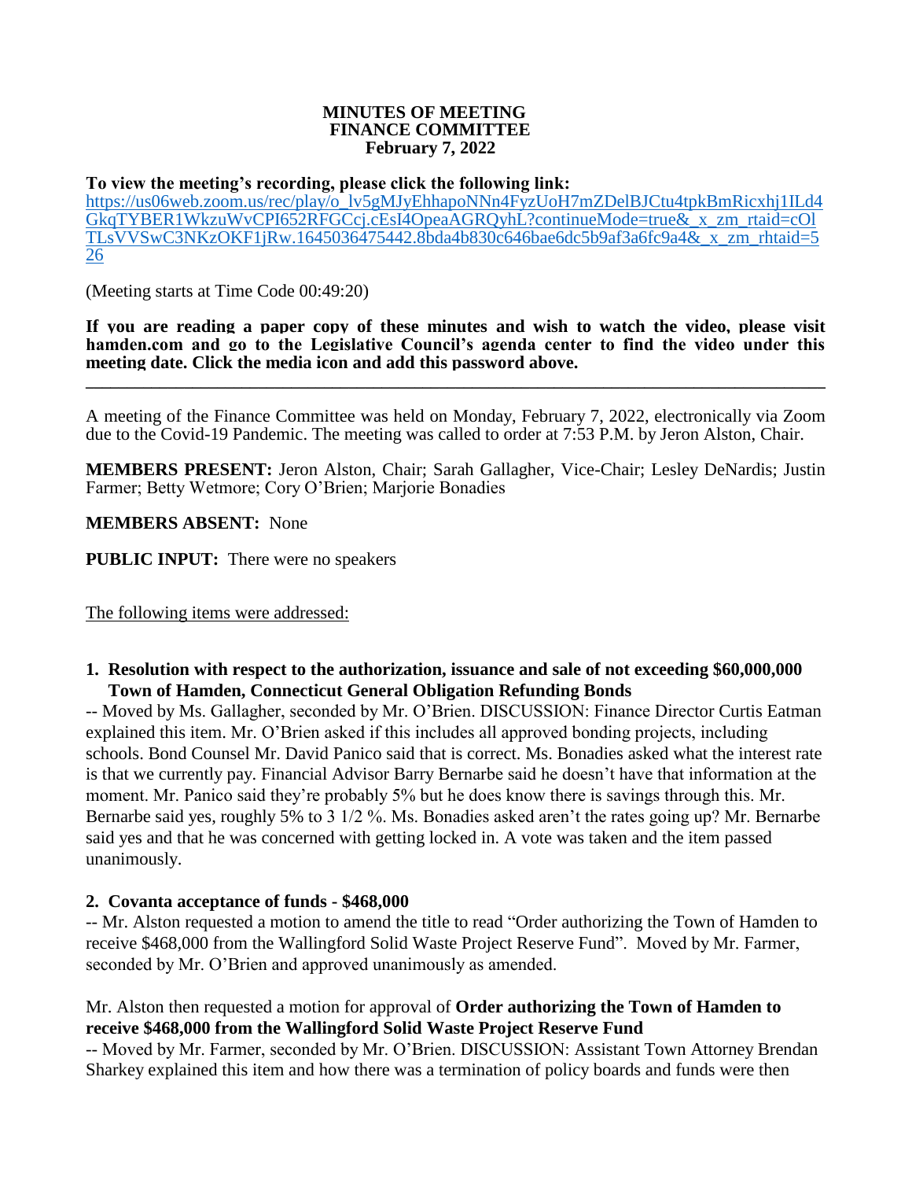**MINUTES OF MEETING**
**FINANCE COMMITTEE**
**February 7, 2022**

**To view the meeting's recording, please click the following link:**
https://us06web.zoom.us/rec/play/o_lv5gMJyEhhapoNNn4FyzUoH7mZDelBJCtu4tpkBmRicxhj1ILd4GkqTYBER1WkzuWvCPI652RFGCcj.cEsI4OpeaAGRQyhL?continueMode=true&_x_zm_rtaid=cOlTLsVVSwC3NKzOKF1jRw.1645036475442.8bda4b830c646bae6dc5b9af3a6fc9a4&_x_zm_rhtaid=526

(Meeting starts at Time Code 00:49:20)

**If you are reading a paper copy of these minutes and wish to watch the video, please visit hamden.com and go to the Legislative Council's agenda center to find the video under this meeting date. Click the media icon and add this password above.**

---

A meeting of the Finance Committee was held on Monday, February 7, 2022, electronically via Zoom due to the Covid-19 Pandemic. The meeting was called to order at 7:53 P.M. by Jeron Alston, Chair.

**MEMBERS PRESENT:** Jeron Alston, Chair; Sarah Gallagher, Vice-Chair; Lesley DeNardis; Justin Farmer; Betty Wetmore; Cory O'Brien; Marjorie Bonadies

**MEMBERS ABSENT:** None

**PUBLIC INPUT:** There were no speakers

The following items were addressed:

**1. Resolution with respect to the authorization, issuance and sale of not exceeding $60,000,000 Town of Hamden, Connecticut General Obligation Refunding Bonds**

-- Moved by Ms. Gallagher, seconded by Mr. O'Brien. DISCUSSION: Finance Director Curtis Eatman explained this item. Mr. O'Brien asked if this includes all approved bonding projects, including schools. Bond Counsel Mr. David Panico said that is correct. Ms. Bonadies asked what the interest rate is that we currently pay. Financial Advisor Barry Bernarbe said he doesn't have that information at the moment. Mr. Panico said they're probably 5% but he does know there is savings through this. Mr. Bernarbe said yes, roughly 5% to 3 1/2 %. Ms. Bonadies asked aren't the rates going up? Mr. Bernarbe said yes and that he was concerned with getting locked in. A vote was taken and the item passed unanimously.

**2. Covanta acceptance of funds - $468,000**

-- Mr. Alston requested a motion to amend the title to read "Order authorizing the Town of Hamden to receive $468,000 from the Wallingford Solid Waste Project Reserve Fund". Moved by Mr. Farmer, seconded by Mr. O'Brien and approved unanimously as amended.

Mr. Alston then requested a motion for approval of **Order authorizing the Town of Hamden to receive $468,000 from the Wallingford Solid Waste Project Reserve Fund**

-- Moved by Mr. Farmer, seconded by Mr. O'Brien. DISCUSSION: Assistant Town Attorney Brendan Sharkey explained this item and how there was a termination of policy boards and funds were then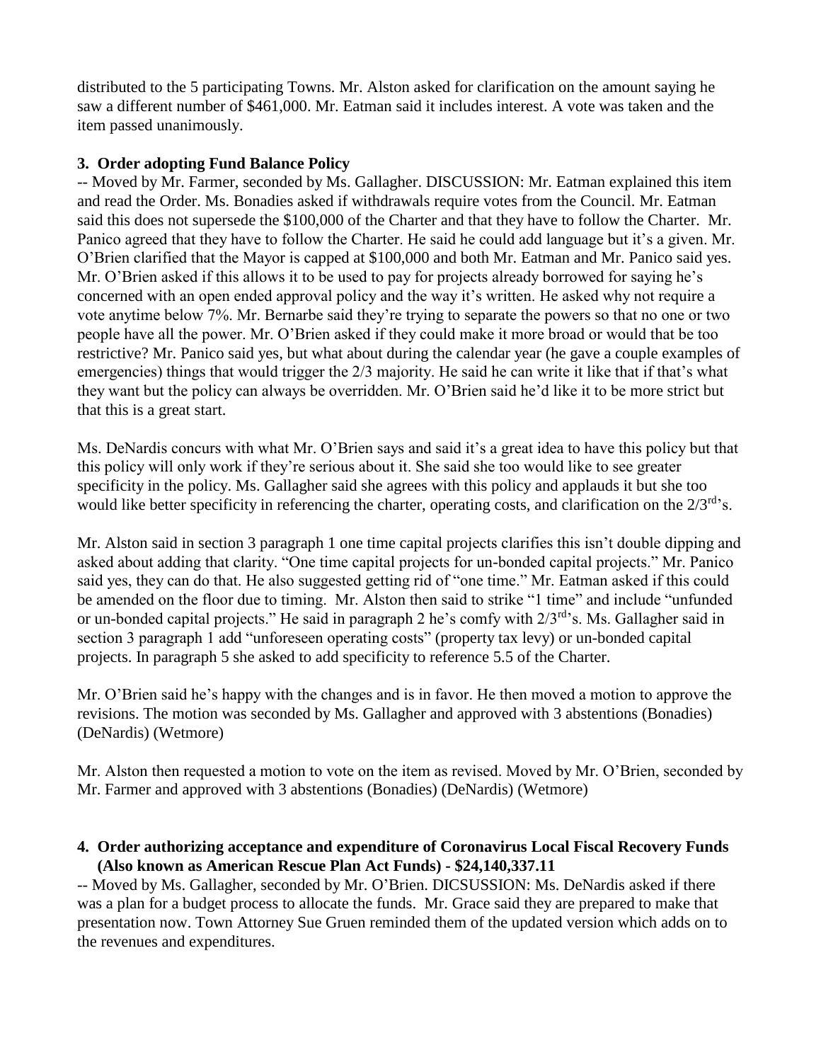distributed to the 5 participating Towns. Mr. Alston asked for clarification on the amount saying he saw a different number of $461,000. Mr. Eatman said it includes interest. A vote was taken and the item passed unanimously.

**3. Order adopting Fund Balance Policy**

-- Moved by Mr. Farmer, seconded by Ms. Gallagher. DISCUSSION: Mr. Eatman explained this item and read the Order. Ms. Bonadies asked if withdrawals require votes from the Council. Mr. Eatman said this does not supersede the $100,000 of the Charter and that they have to follow the Charter. Mr. Panico agreed that they have to follow the Charter. He said he could add language but it's a given. Mr. O'Brien clarified that the Mayor is capped at $100,000 and both Mr. Eatman and Mr. Panico said yes. Mr. O'Brien asked if this allows it to be used to pay for projects already borrowed for saying he's concerned with an open ended approval policy and the way it's written. He asked why not require a vote anytime below 7%. Mr. Bernarbe said they're trying to separate the powers so that no one or two people have all the power. Mr. O'Brien asked if they could make it more broad or would that be too restrictive? Mr. Panico said yes, but what about during the calendar year (he gave a couple examples of emergencies) things that would trigger the 2/3 majority. He said he can write it like that if that's what they want but the policy can always be overridden. Mr. O'Brien said he'd like it to be more strict but that this is a great start.

Ms. DeNardis concurs with what Mr. O'Brien says and said it's a great idea to have this policy but that this policy will only work if they're serious about it. She said she too would like to see greater specificity in the policy. Ms. Gallagher said she agrees with this policy and applauds it but she too would like better specificity in referencing the charter, operating costs, and clarification on the 2/3rd's.

Mr. Alston said in section 3 paragraph 1 one time capital projects clarifies this isn't double dipping and asked about adding that clarity. "One time capital projects for un-bonded capital projects." Mr. Panico said yes, they can do that. He also suggested getting rid of "one time." Mr. Eatman asked if this could be amended on the floor due to timing. Mr. Alston then said to strike "1 time" and include "unfunded or un-bonded capital projects." He said in paragraph 2 he's comfy with 2/3rd's. Ms. Gallagher said in section 3 paragraph 1 add "unforeseen operating costs" (property tax levy) or un-bonded capital projects. In paragraph 5 she asked to add specificity to reference 5.5 of the Charter.

Mr. O'Brien said he's happy with the changes and is in favor. He then moved a motion to approve the revisions. The motion was seconded by Ms. Gallagher and approved with 3 abstentions (Bonadies) (DeNardis) (Wetmore)

Mr. Alston then requested a motion to vote on the item as revised. Moved by Mr. O'Brien, seconded by Mr. Farmer and approved with 3 abstentions (Bonadies) (DeNardis) (Wetmore)

**4. Order authorizing acceptance and expenditure of Coronavirus Local Fiscal Recovery Funds (Also known as American Rescue Plan Act Funds) - $24,140,337.11**

-- Moved by Ms. Gallagher, seconded by Mr. O'Brien. DICSUSSION: Ms. DeNardis asked if there was a plan for a budget process to allocate the funds. Mr. Grace said they are prepared to make that presentation now. Town Attorney Sue Gruen reminded them of the updated version which adds on to the revenues and expenditures.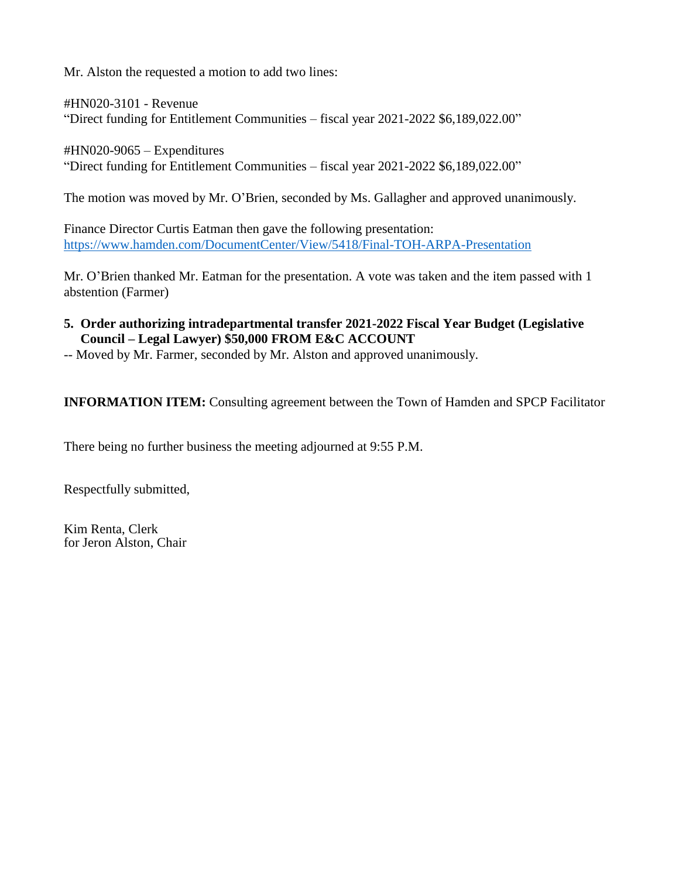Mr. Alston the requested a motion to add two lines:

#HN020-3101 - Revenue
"Direct funding for Entitlement Communities – fiscal year 2021-2022 $6,189,022.00"

#HN020-9065 – Expenditures
"Direct funding for Entitlement Communities – fiscal year 2021-2022 $6,189,022.00"

The motion was moved by Mr. O'Brien, seconded by Ms. Gallagher and approved unanimously.

Finance Director Curtis Eatman then gave the following presentation:
https://www.hamden.com/DocumentCenter/View/5418/Final-TOH-ARPA-Presentation

Mr. O'Brien thanked Mr. Eatman for the presentation. A vote was taken and the item passed with 1 abstention (Farmer)

5. **Order authorizing intradepartmental transfer 2021-2022 Fiscal Year Budget (Legislative Council – Legal Lawyer) $50,000 FROM E&C ACCOUNT**

-- Moved by Mr. Farmer, seconded by Mr. Alston and approved unanimously.

**INFORMATION ITEM:** Consulting agreement between the Town of Hamden and SPCP Facilitator

There being no further business the meeting adjourned at 9:55 P.M.

Respectfully submitted,

Kim Renta, Clerk
for Jeron Alston, Chair